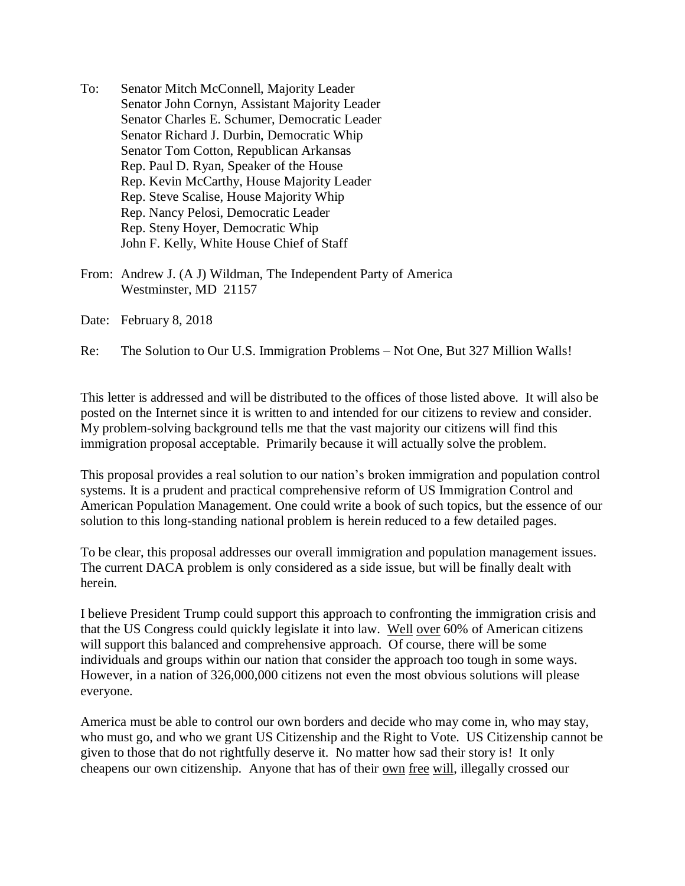To: Senator Mitch McConnell, Majority Leader
Senator John Cornyn, Assistant Majority Leader
Senator Charles E. Schumer, Democratic Leader
Senator Richard J. Durbin, Democratic Whip
Senator Tom Cotton, Republican Arkansas
Rep. Paul D. Ryan, Speaker of the House
Rep. Kevin McCarthy, House Majority Leader
Rep. Steve Scalise, House Majority Whip
Rep. Nancy Pelosi, Democratic Leader
Rep. Steny Hoyer, Democratic Whip
John F. Kelly, White House Chief of Staff

From: Andrew J. (A J) Wildman, The Independent Party of America
Westminster, MD 21157

Date: February 8, 2018

Re: The Solution to Our U.S. Immigration Problems – Not One, But 327 Million Walls!

This letter is addressed and will be distributed to the offices of those listed above. It will also be posted on the Internet since it is written to and intended for our citizens to review and consider. My problem-solving background tells me that the vast majority our citizens will find this immigration proposal acceptable. Primarily because it will actually solve the problem.

This proposal provides a real solution to our nation's broken immigration and population control systems. It is a prudent and practical comprehensive reform of US Immigration Control and American Population Management. One could write a book of such topics, but the essence of our solution to this long-standing national problem is herein reduced to a few detailed pages.

To be clear, this proposal addresses our overall immigration and population management issues. The current DACA problem is only considered as a side issue, but will be finally dealt with herein.

I believe President Trump could support this approach to confronting the immigration crisis and that the US Congress could quickly legislate it into law. Well over 60% of American citizens will support this balanced and comprehensive approach. Of course, there will be some individuals and groups within our nation that consider the approach too tough in some ways. However, in a nation of 326,000,000 citizens not even the most obvious solutions will please everyone.

America must be able to control our own borders and decide who may come in, who may stay, who must go, and who we grant US Citizenship and the Right to Vote. US Citizenship cannot be given to those that do not rightfully deserve it. No matter how sad their story is! It only cheapens our own citizenship. Anyone that has of their own free will, illegally crossed our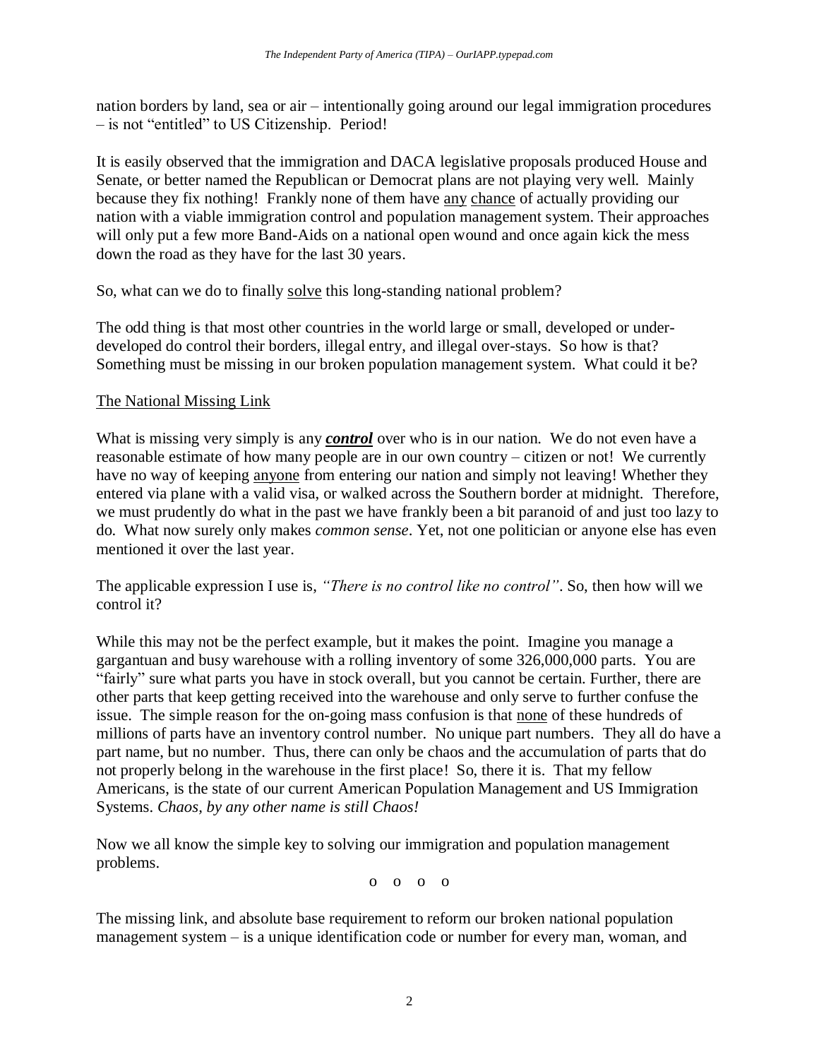nation borders by land, sea or air – intentionally going around our legal immigration procedures – is not "entitled" to US Citizenship. Period!

It is easily observed that the immigration and DACA legislative proposals produced House and Senate, or better named the Republican or Democrat plans are not playing very well. Mainly because they fix nothing! Frankly none of them have any chance of actually providing our nation with a viable immigration control and population management system. Their approaches will only put a few more Band-Aids on a national open wound and once again kick the mess down the road as they have for the last 30 years.

So, what can we do to finally solve this long-standing national problem?

The odd thing is that most other countries in the world large or small, developed or under-developed do control their borders, illegal entry, and illegal over-stays. So how is that? Something must be missing in our broken population management system. What could it be?

## The National Missing Link

What is missing very simply is any ***control*** over who is in our nation. We do not even have a reasonable estimate of how many people are in our own country – citizen or not! We currently have no way of keeping anyone from entering our nation and simply not leaving! Whether they entered via plane with a valid visa, or walked across the Southern border at midnight. Therefore, we must prudently do what in the past we have frankly been a bit paranoid of and just too lazy to do. What now surely only makes *common sense*. Yet, not one politician or anyone else has even mentioned it over the last year.

The applicable expression I use is, *"There is no control like no control"*. So, then how will we control it?

While this may not be the perfect example, but it makes the point. Imagine you manage a gargantuan and busy warehouse with a rolling inventory of some 326,000,000 parts. You are "fairly" sure what parts you have in stock overall, but you cannot be certain. Further, there are other parts that keep getting received into the warehouse and only serve to further confuse the issue. The simple reason for the on-going mass confusion is that none of these hundreds of millions of parts have an inventory control number. No unique part numbers. They all do have a part name, but no number. Thus, there can only be chaos and the accumulation of parts that do not properly belong in the warehouse in the first place! So, there it is. That my fellow Americans, is the state of our current American Population Management and US Immigration Systems. *Chaos, by any other name is still Chaos!*

Now we all know the simple key to solving our immigration and population management problems.

o o o o

The missing link, and absolute base requirement to reform our broken national population management system – is a unique identification code or number for every man, woman, and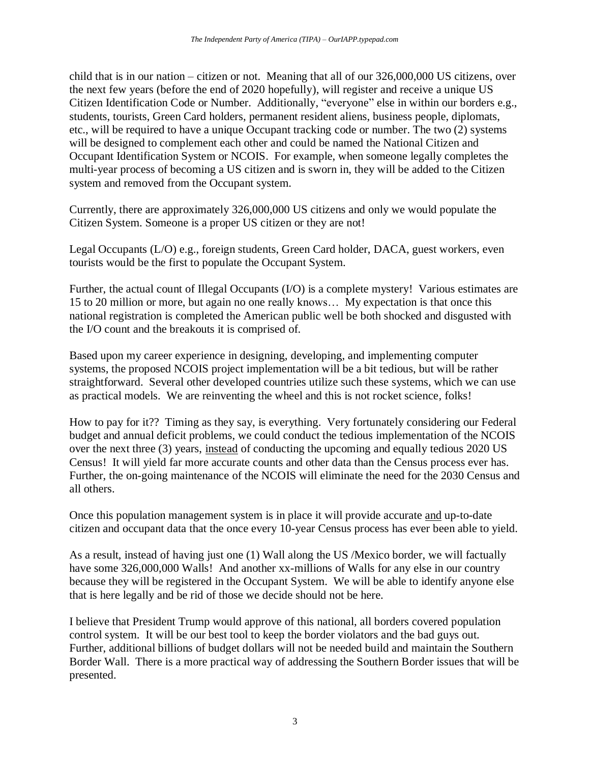child that is in our nation – citizen or not. Meaning that all of our 326,000,000 US citizens, over the next few years (before the end of 2020 hopefully), will register and receive a unique US Citizen Identification Code or Number. Additionally, "everyone" else in within our borders e.g., students, tourists, Green Card holders, permanent resident aliens, business people, diplomats, etc., will be required to have a unique Occupant tracking code or number. The two (2) systems will be designed to complement each other and could be named the National Citizen and Occupant Identification System or NCOIS. For example, when someone legally completes the multi-year process of becoming a US citizen and is sworn in, they will be added to the Citizen system and removed from the Occupant system.

Currently, there are approximately 326,000,000 US citizens and only we would populate the Citizen System. Someone is a proper US citizen or they are not!

Legal Occupants (L/O) e.g., foreign students, Green Card holder, DACA, guest workers, even tourists would be the first to populate the Occupant System.

Further, the actual count of Illegal Occupants (I/O) is a complete mystery! Various estimates are 15 to 20 million or more, but again no one really knows… My expectation is that once this national registration is completed the American public well be both shocked and disgusted with the I/O count and the breakouts it is comprised of.

Based upon my career experience in designing, developing, and implementing computer systems, the proposed NCOIS project implementation will be a bit tedious, but will be rather straightforward. Several other developed countries utilize such these systems, which we can use as practical models. We are reinventing the wheel and this is not rocket science, folks!

How to pay for it?? Timing as they say, is everything. Very fortunately considering our Federal budget and annual deficit problems, we could conduct the tedious implementation of the NCOIS over the next three (3) years, <u>instead</u> of conducting the upcoming and equally tedious 2020 US Census! It will yield far more accurate counts and other data than the Census process ever has. Further, the on-going maintenance of the NCOIS will eliminate the need for the 2030 Census and all others.

Once this population management system is in place it will provide accurate <u>and</u> up-to-date citizen and occupant data that the once every 10-year Census process has ever been able to yield.

As a result, instead of having just one (1) Wall along the US /Mexico border, we will factually have some 326,000,000 Walls! And another xx-millions of Walls for any else in our country because they will be registered in the Occupant System. We will be able to identify anyone else that is here legally and be rid of those we decide should not be here.

I believe that President Trump would approve of this national, all borders covered population control system. It will be our best tool to keep the border violators and the bad guys out. Further, additional billions of budget dollars will not be needed build and maintain the Southern Border Wall. There is a more practical way of addressing the Southern Border issues that will be presented.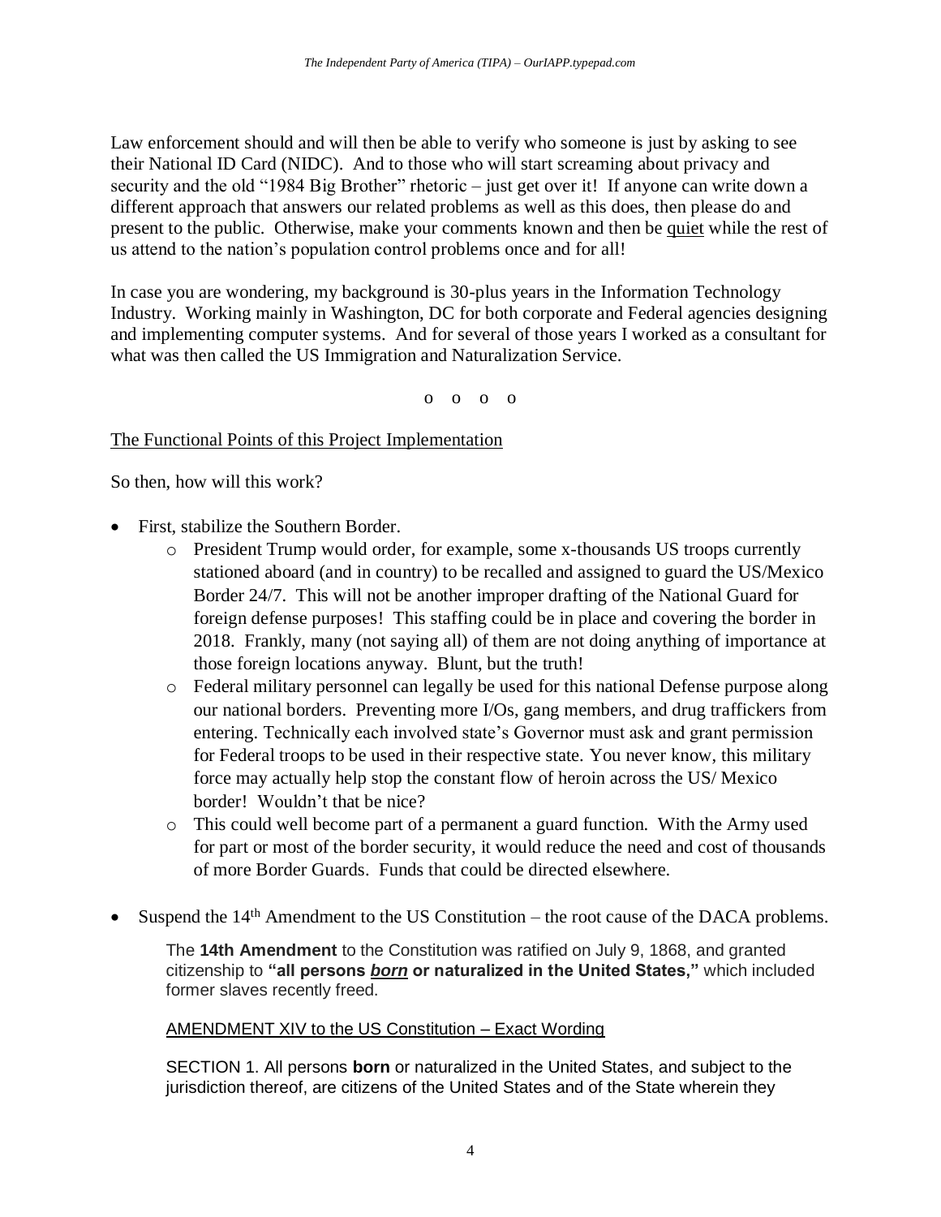Law enforcement should and will then be able to verify who someone is just by asking to see their National ID Card (NIDC). And to those who will start screaming about privacy and security and the old "1984 Big Brother" rhetoric – just get over it! If anyone can write down a different approach that answers our related problems as well as this does, then please do and present to the public. Otherwise, make your comments known and then be <u>quiet</u> while the rest of us attend to the nation's population control problems once and for all!

In case you are wondering, my background is 30-plus years in the Information Technology Industry. Working mainly in Washington, DC for both corporate and Federal agencies designing and implementing computer systems. And for several of those years I worked as a consultant for what was then called the US Immigration and Naturalization Service.

o o o o

<u>The Functional Points of this Project Implementation</u>

So then, how will this work?

- First, stabilize the Southern Border.
  - President Trump would order, for example, some x-thousands US troops currently stationed aboard (and in country) to be recalled and assigned to guard the US/Mexico Border 24/7. This will not be another improper drafting of the National Guard for foreign defense purposes! This staffing could be in place and covering the border in 2018. Frankly, many (not saying all) of them are not doing anything of importance at those foreign locations anyway. Blunt, but the truth!
  - Federal military personnel can legally be used for this national Defense purpose along our national borders. Preventing more I/Os, gang members, and drug traffickers from entering. Technically each involved state's Governor must ask and grant permission for Federal troops to be used in their respective state. You never know, this military force may actually help stop the constant flow of heroin across the US/ Mexico border! Wouldn't that be nice?
  - This could well become part of a permanent a guard function. With the Army used for part or most of the border security, it would reduce the need and cost of thousands of more Border Guards. Funds that could be directed elsewhere.

- Suspend the 14th Amendment to the US Constitution – the root cause of the DACA problems.

  The **14th Amendment** to the Constitution was ratified on July 9, 1868, and granted citizenship to **"all persons *<u>born</u>* or naturalized in the United States,"** which included former slaves recently freed.

  <u>AMENDMENT XIV to the US Constitution – Exact Wording</u>

  SECTION 1. All persons **born** or naturalized in the United States, and subject to the jurisdiction thereof, are citizens of the United States and of the State wherein they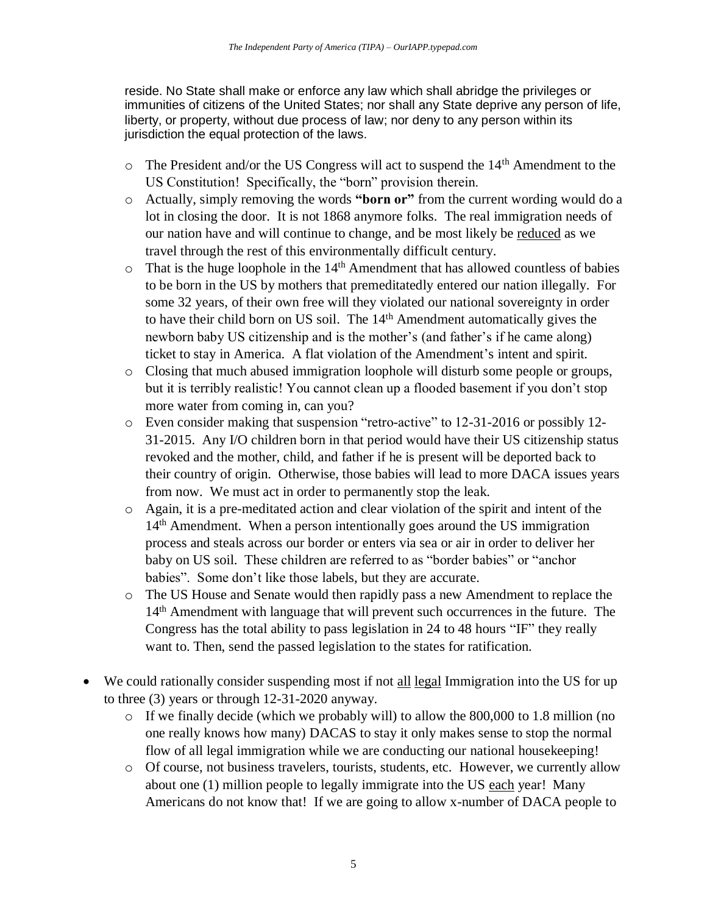reside. No State shall make or enforce any law which shall abridge the privileges or immunities of citizens of the United States; nor shall any State deprive any person of life, liberty, or property, without due process of law; nor deny to any person within its jurisdiction the equal protection of the laws.

- The President and/or the US Congress will act to suspend the 14th Amendment to the US Constitution! Specifically, the "born" provision therein.
- Actually, simply removing the words **"born or"** from the current wording would do a lot in closing the door. It is not 1868 anymore folks. The real immigration needs of our nation have and will continue to change, and be most likely be reduced as we travel through the rest of this environmentally difficult century.
- That is the huge loophole in the 14th Amendment that has allowed countless of babies to be born in the US by mothers that premeditatedly entered our nation illegally. For some 32 years, of their own free will they violated our national sovereignty in order to have their child born on US soil. The 14th Amendment automatically gives the newborn baby US citizenship and is the mother's (and father's if he came along) ticket to stay in America. A flat violation of the Amendment's intent and spirit.
- Closing that much abused immigration loophole will disturb some people or groups, but it is terribly realistic! You cannot clean up a flooded basement if you don't stop more water from coming in, can you?
- Even consider making that suspension "retro-active" to 12-31-2016 or possibly 12-31-2015. Any I/O children born in that period would have their US citizenship status revoked and the mother, child, and father if he is present will be deported back to their country of origin. Otherwise, those babies will lead to more DACA issues years from now. We must act in order to permanently stop the leak.
- Again, it is a pre-meditated action and clear violation of the spirit and intent of the 14th Amendment. When a person intentionally goes around the US immigration process and steals across our border or enters via sea or air in order to deliver her baby on US soil. These children are referred to as "border babies" or "anchor babies". Some don't like those labels, but they are accurate.
- The US House and Senate would then rapidly pass a new Amendment to replace the 14th Amendment with language that will prevent such occurrences in the future. The Congress has the total ability to pass legislation in 24 to 48 hours "IF" they really want to. Then, send the passed legislation to the states for ratification.

- We could rationally consider suspending most if not all legal Immigration into the US for up to three (3) years or through 12-31-2020 anyway.
  - If we finally decide (which we probably will) to allow the 800,000 to 1.8 million (no one really knows how many) DACAS to stay it only makes sense to stop the normal flow of all legal immigration while we are conducting our national housekeeping!
  - Of course, not business travelers, tourists, students, etc. However, we currently allow about one (1) million people to legally immigrate into the US each year! Many Americans do not know that! If we are going to allow x-number of DACA people to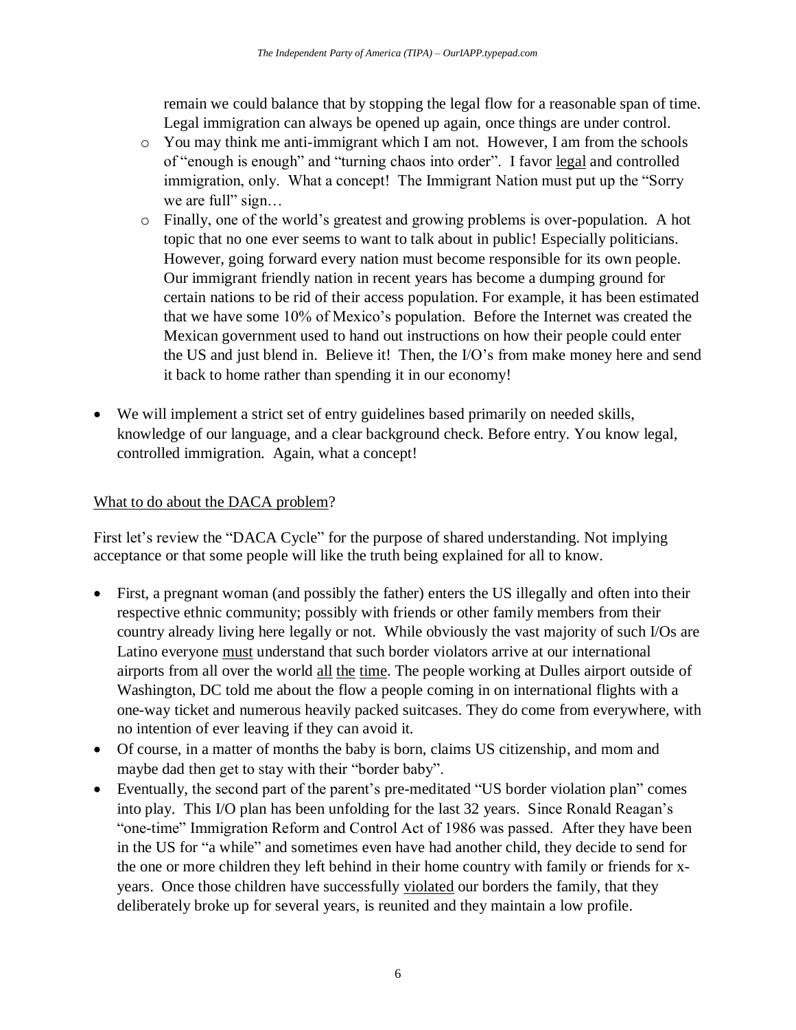remain we could balance that by stopping the legal flow for a reasonable span of time. Legal immigration can always be opened up again, once things are under control.

  - You may think me anti-immigrant which I am not. However, I am from the schools of "enough is enough" and "turning chaos into order". I favor <u>legal</u> and controlled immigration, only. What a concept! The Immigrant Nation must put up the "Sorry we are full" sign…
  - Finally, one of the world's greatest and growing problems is over-population. A hot topic that no one ever seems to want to talk about in public! Especially politicians. However, going forward every nation must become responsible for its own people. Our immigrant friendly nation in recent years has become a dumping ground for certain nations to be rid of their access population. For example, it has been estimated that we have some 10% of Mexico's population. Before the Internet was created the Mexican government used to hand out instructions on how their people could enter the US and just blend in. Believe it! Then, the I/O's from make money here and send it back to home rather than spending it in our economy!

- We will implement a strict set of entry guidelines based primarily on needed skills, knowledge of our language, and a clear background check. Before entry. You know legal, controlled immigration. Again, what a concept!

<u>What to do about the DACA problem</u>?

First let's review the "DACA Cycle" for the purpose of shared understanding. Not implying acceptance or that some people will like the truth being explained for all to know.

- First, a pregnant woman (and possibly the father) enters the US illegally and often into their respective ethnic community; possibly with friends or other family members from their country already living here legally or not. While obviously the vast majority of such I/Os are Latino everyone <u>must</u> understand that such border violators arrive at our international airports from all over the world <u>all</u> <u>the</u> <u>time</u>. The people working at Dulles airport outside of Washington, DC told me about the flow a people coming in on international flights with a one-way ticket and numerous heavily packed suitcases. They do come from everywhere, with no intention of ever leaving if they can avoid it.
- Of course, in a matter of months the baby is born, claims US citizenship, and mom and maybe dad then get to stay with their "border baby".
- Eventually, the second part of the parent's pre-meditated "US border violation plan" comes into play. This I/O plan has been unfolding for the last 32 years. Since Ronald Reagan's "one-time" Immigration Reform and Control Act of 1986 was passed. After they have been in the US for "a while" and sometimes even have had another child, they decide to send for the one or more children they left behind in their home country with family or friends for x-years. Once those children have successfully <u>violated</u> our borders the family, that they deliberately broke up for several years, is reunited and they maintain a low profile.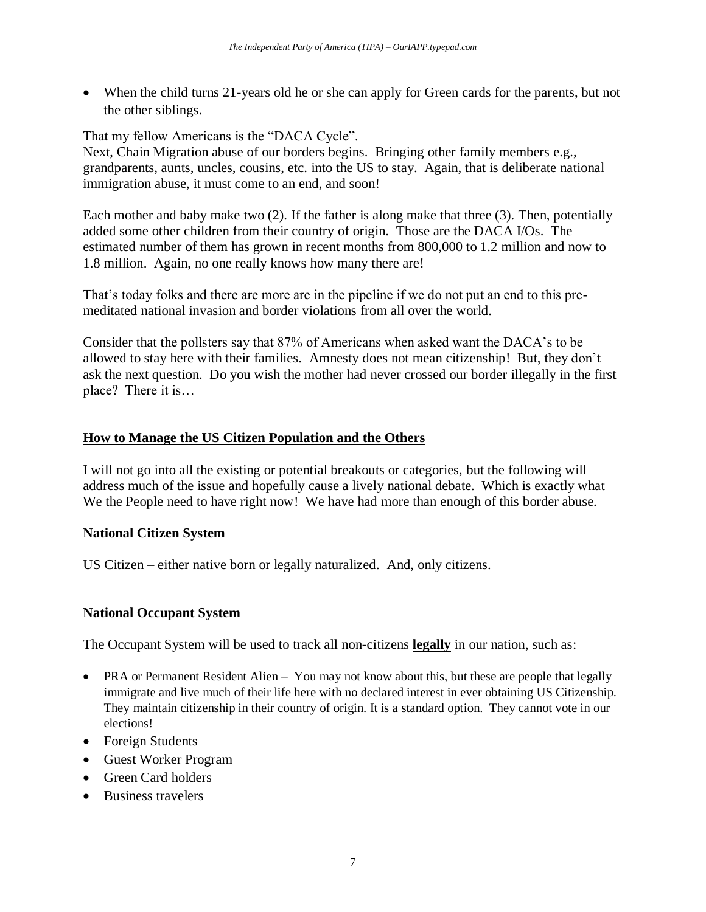- When the child turns 21-years old he or she can apply for Green cards for the parents, but not the other siblings.

That my fellow Americans is the “DACA Cycle”.
Next, Chain Migration abuse of our borders begins. Bringing other family members e.g., grandparents, aunts, uncles, cousins, etc. into the US to stay. Again, that is deliberate national immigration abuse, it must come to an end, and soon!

Each mother and baby make two (2). If the father is along make that three (3). Then, potentially added some other children from their country of origin. Those are the DACA I/Os. The estimated number of them has grown in recent months from 800,000 to 1.2 million and now to 1.8 million. Again, no one really knows how many there are!

That’s today folks and there are more are in the pipeline if we do not put an end to this pre-meditated national invasion and border violations from all over the world.

Consider that the pollsters say that 87% of Americans when asked want the DACA’s to be allowed to stay here with their families. Amnesty does not mean citizenship! But, they don’t ask the next question. Do you wish the mother had never crossed our border illegally in the first place? There it is…

## How to Manage the US Citizen Population and the Others

I will not go into all the existing or potential breakouts or categories, but the following will address much of the issue and hopefully cause a lively national debate. Which is exactly what We the People need to have right now! We have had more than enough of this border abuse.

### National Citizen System

US Citizen – either native born or legally naturalized. And, only citizens.

### National Occupant System

The Occupant System will be used to track all non-citizens **legally** in our nation, such as:

- PRA or Permanent Resident Alien – You may not know about this, but these are people that legally immigrate and live much of their life here with no declared interest in ever obtaining US Citizenship. They maintain citizenship in their country of origin. It is a standard option. They cannot vote in our elections!
- Foreign Students
- Guest Worker Program
- Green Card holders
- Business travelers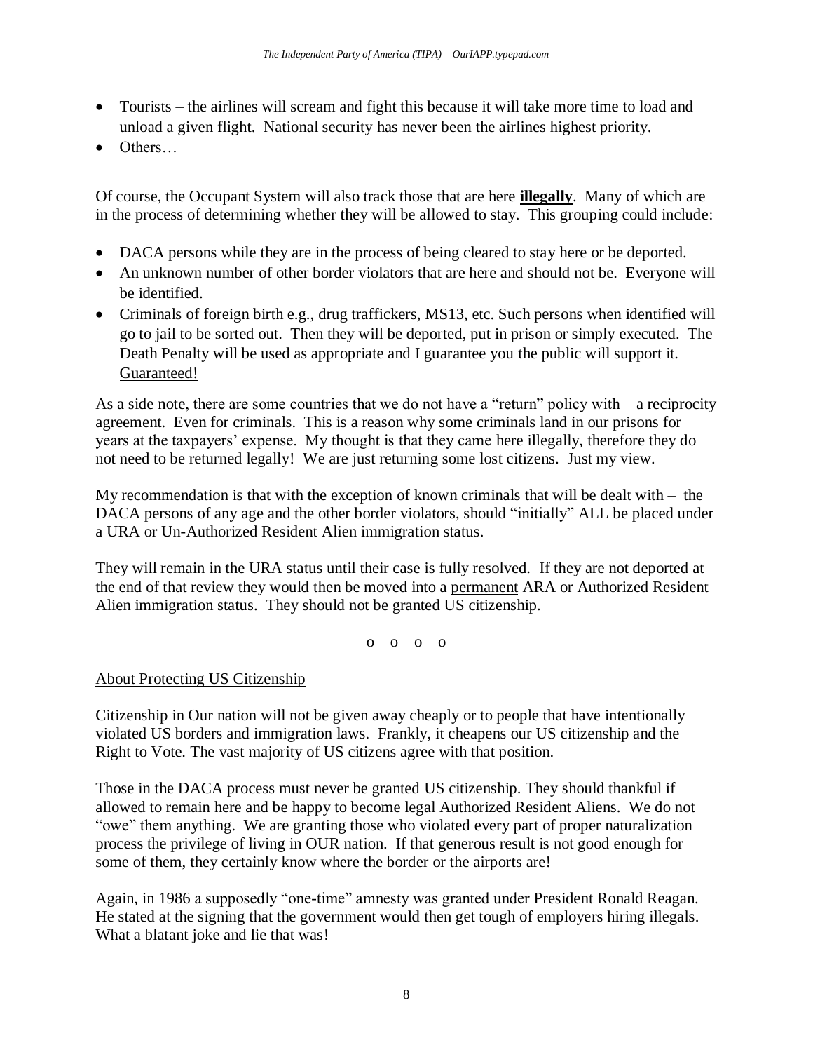- Tourists – the airlines will scream and fight this because it will take more time to load and unload a given flight. National security has never been the airlines highest priority.
- Others…

Of course, the Occupant System will also track those that are here **illegally**. Many of which are in the process of determining whether they will be allowed to stay. This grouping could include:

- DACA persons while they are in the process of being cleared to stay here or be deported.
- An unknown number of other border violators that are here and should not be. Everyone will be identified.
- Criminals of foreign birth e.g., drug traffickers, MS13, etc. Such persons when identified will go to jail to be sorted out. Then they will be deported, put in prison or simply executed. The Death Penalty will be used as appropriate and I guarantee you the public will support it. Guaranteed!

As a side note, there are some countries that we do not have a "return" policy with – a reciprocity agreement. Even for criminals. This is a reason why some criminals land in our prisons for years at the taxpayers' expense. My thought is that they came here illegally, therefore they do not need to be returned legally! We are just returning some lost citizens. Just my view.

My recommendation is that with the exception of known criminals that will be dealt with – the DACA persons of any age and the other border violators, should "initially" ALL be placed under a URA or Un-Authorized Resident Alien immigration status.

They will remain in the URA status until their case is fully resolved. If they are not deported at the end of that review they would then be moved into a permanent ARA or Authorized Resident Alien immigration status. They should not be granted US citizenship.

o o o o

About Protecting US Citizenship

Citizenship in Our nation will not be given away cheaply or to people that have intentionally violated US borders and immigration laws. Frankly, it cheapens our US citizenship and the Right to Vote. The vast majority of US citizens agree with that position.

Those in the DACA process must never be granted US citizenship. They should thankful if allowed to remain here and be happy to become legal Authorized Resident Aliens. We do not "owe" them anything. We are granting those who violated every part of proper naturalization process the privilege of living in OUR nation. If that generous result is not good enough for some of them, they certainly know where the border or the airports are!

Again, in 1986 a supposedly "one-time" amnesty was granted under President Ronald Reagan. He stated at the signing that the government would then get tough of employers hiring illegals. What a blatant joke and lie that was!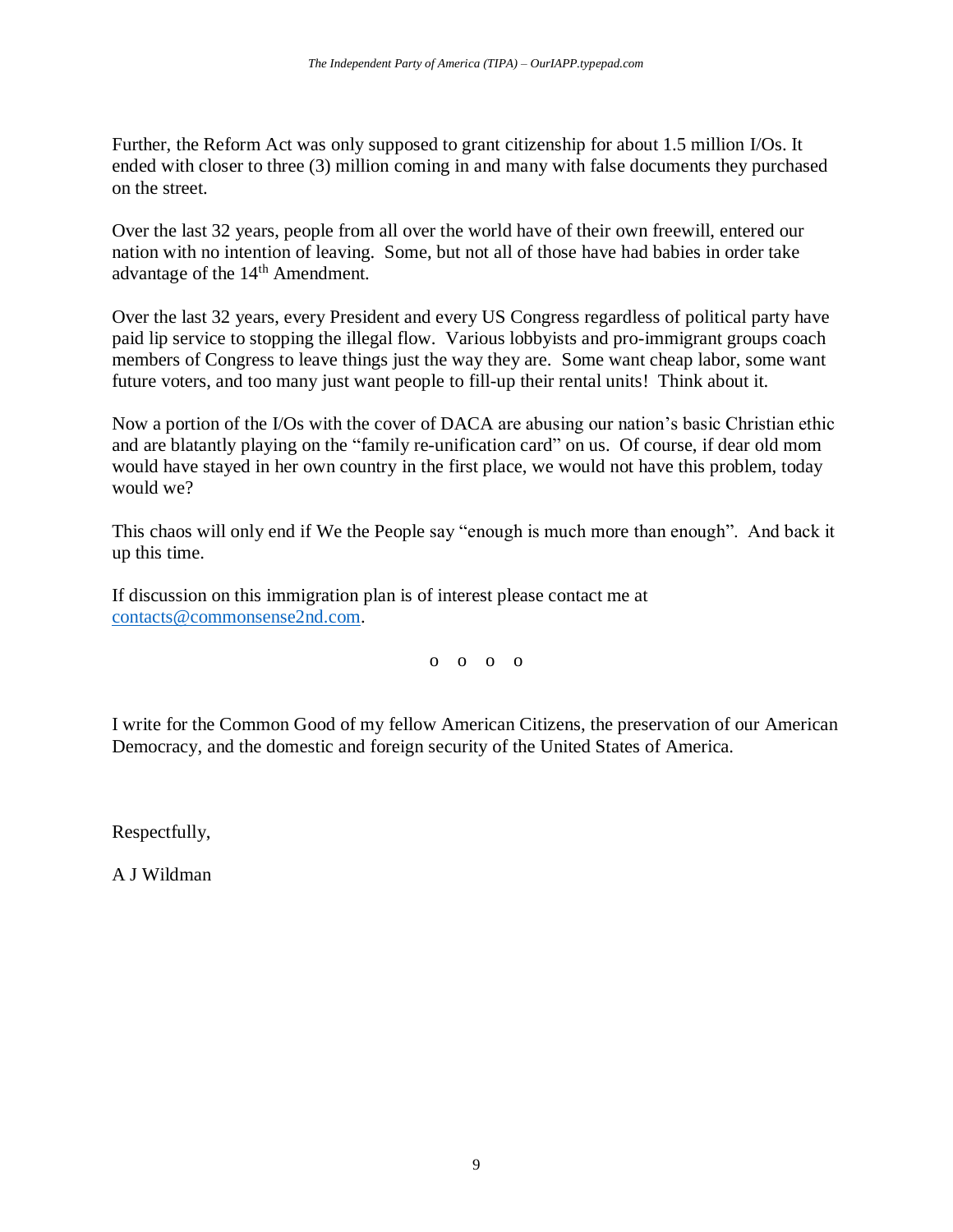Further, the Reform Act was only supposed to grant citizenship for about 1.5 million I/Os. It ended with closer to three (3) million coming in and many with false documents they purchased on the street.

Over the last 32 years, people from all over the world have of their own freewill, entered our nation with no intention of leaving. Some, but not all of those have had babies in order take advantage of the 14th Amendment.

Over the last 32 years, every President and every US Congress regardless of political party have paid lip service to stopping the illegal flow. Various lobbyists and pro-immigrant groups coach members of Congress to leave things just the way they are. Some want cheap labor, some want future voters, and too many just want people to fill-up their rental units! Think about it.

Now a portion of the I/Os with the cover of DACA are abusing our nation's basic Christian ethic and are blatantly playing on the "family re-unification card" on us. Of course, if dear old mom would have stayed in her own country in the first place, we would not have this problem, today would we?

This chaos will only end if We the People say "enough is much more than enough". And back it up this time.

If discussion on this immigration plan is of interest please contact me at contacts@commonsense2nd.com.

o o o o

I write for the Common Good of my fellow American Citizens, the preservation of our American Democracy, and the domestic and foreign security of the United States of America.

Respectfully,

A J Wildman